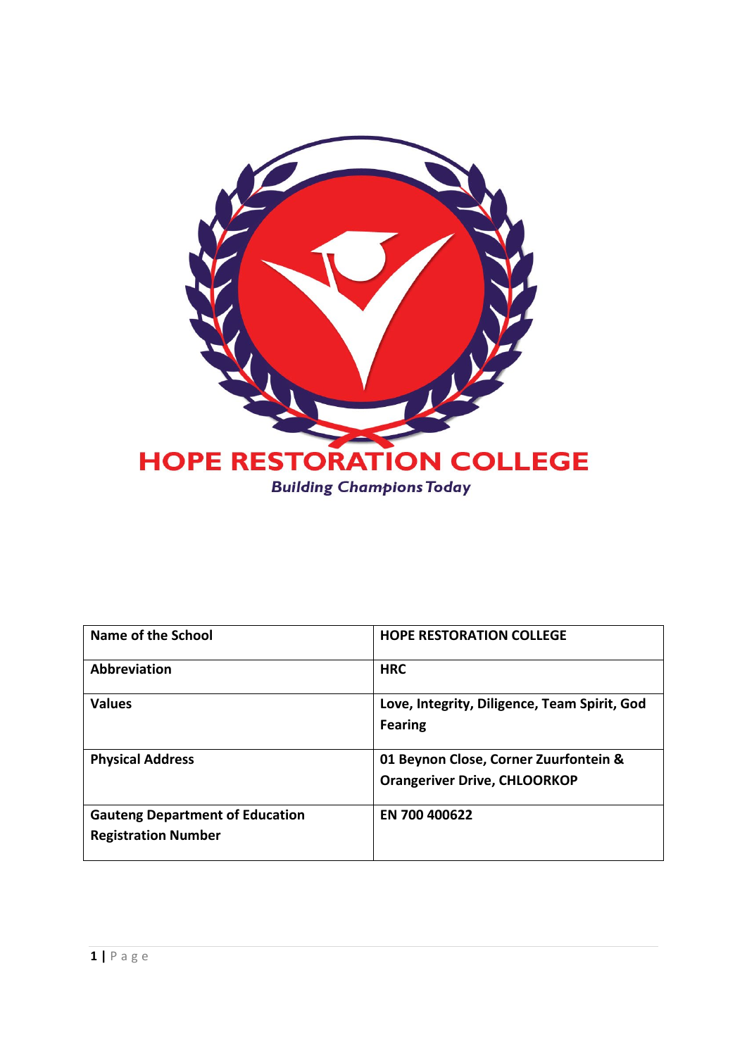# HOPE RESTORATION COLLEGE

*Building Champions Today*

| Name of the School | HOPE RESTORATION COLLEGE |
|---|---|
| Abbreviation | HRC |
| Values | Love, Integrity, Diligence, Team Spirit, God Fearing |
| Physical Address | 01 Beynon Close, Corner Zuurfontein & Orangeriver Drive, CHLOORKOP |
| Gauteng Department of Education Registration Number | EN 700 400622 |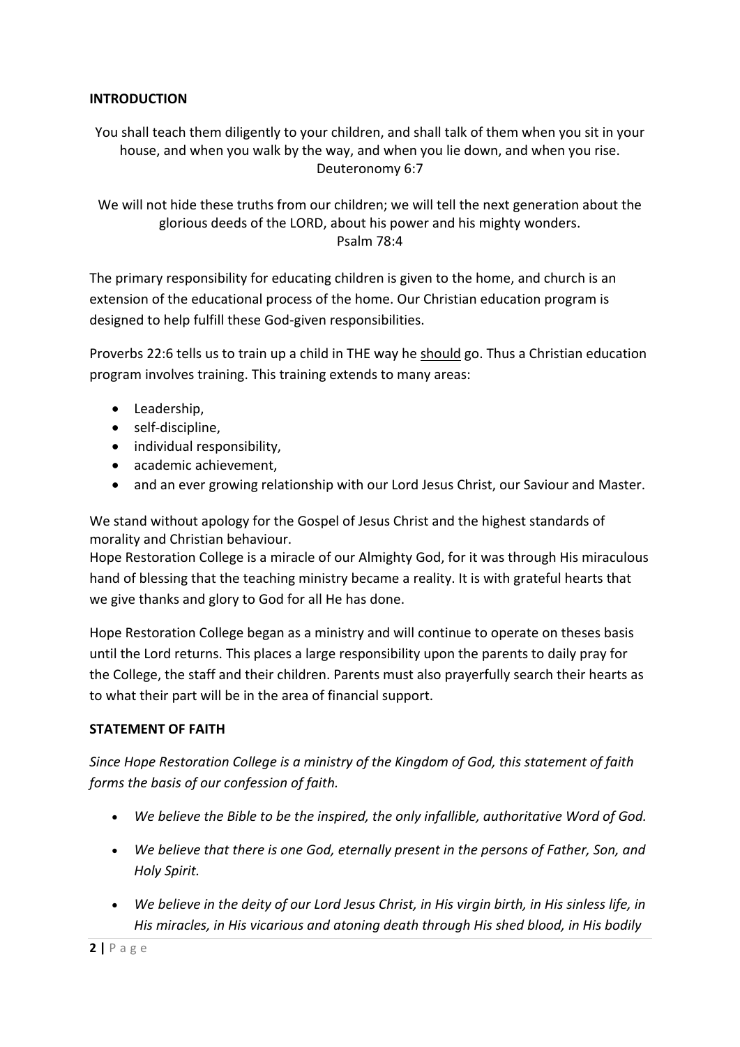## INTRODUCTION

You shall teach them diligently to your children, and shall talk of them when you sit in your house, and when you walk by the way, and when you lie down, and when you rise.
Deuteronomy 6:7

We will not hide these truths from our children; we will tell the next generation about the glorious deeds of the LORD, about his power and his mighty wonders.
Psalm 78:4

The primary responsibility for educating children is given to the home, and church is an extension of the educational process of the home. Our Christian education program is designed to help fulfill these God-given responsibilities.

Proverbs 22:6 tells us to train up a child in THE way he <u>should</u> go. Thus a Christian education program involves training. This training extends to many areas:

- Leadership,
- self-discipline,
- individual responsibility,
- academic achievement,
- and an ever growing relationship with our Lord Jesus Christ, our Saviour and Master.

We stand without apology for the Gospel of Jesus Christ and the highest standards of morality and Christian behaviour.
Hope Restoration College is a miracle of our Almighty God, for it was through His miraculous hand of blessing that the teaching ministry became a reality. It is with grateful hearts that we give thanks and glory to God for all He has done.

Hope Restoration College began as a ministry and will continue to operate on theses basis until the Lord returns. This places a large responsibility upon the parents to daily pray for the College, the staff and their children. Parents must also prayerfully search their hearts as to what their part will be in the area of financial support.

## STATEMENT OF FAITH

*Since Hope Restoration College is a ministry of the Kingdom of God, this statement of faith forms the basis of our confession of faith.*

- *We believe the Bible to be the inspired, the only infallible, authoritative Word of God.*
- *We believe that there is one God, eternally present in the persons of Father, Son, and Holy Spirit.*
- *We believe in the deity of our Lord Jesus Christ, in His virgin birth, in His sinless life, in His miracles, in His vicarious and atoning death through His shed blood, in His bodily*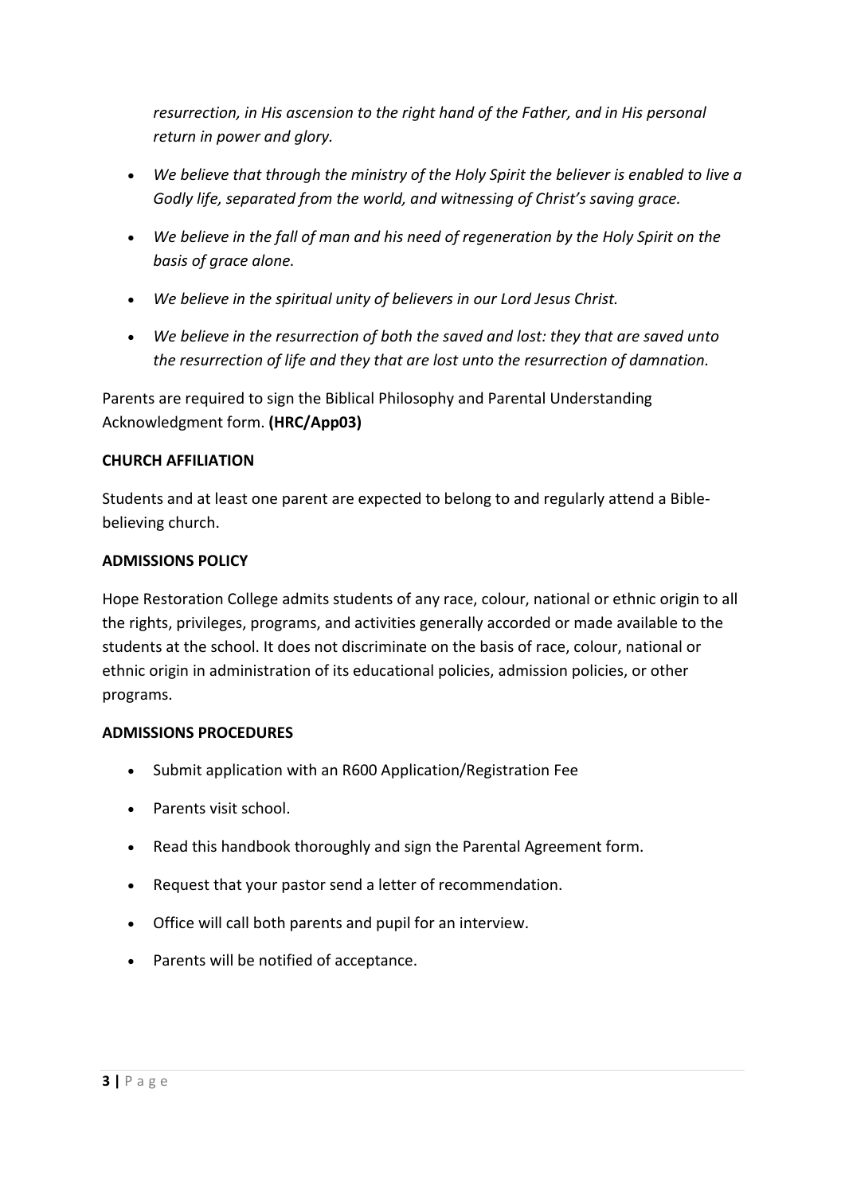*resurrection, in His ascension to the right hand of the Father, and in His personal return in power and glory.*

- *We believe that through the ministry of the Holy Spirit the believer is enabled to live a Godly life, separated from the world, and witnessing of Christ's saving grace.*
- *We believe in the fall of man and his need of regeneration by the Holy Spirit on the basis of grace alone.*
- *We believe in the spiritual unity of believers in our Lord Jesus Christ.*
- *We believe in the resurrection of both the saved and lost: they that are saved unto the resurrection of life and they that are lost unto the resurrection of damnation.*

Parents are required to sign the Biblical Philosophy and Parental Understanding Acknowledgment form. **(HRC/App03)**

**CHURCH AFFILIATION**

Students and at least one parent are expected to belong to and regularly attend a Bible-believing church.

**ADMISSIONS POLICY**

Hope Restoration College admits students of any race, colour, national or ethnic origin to all the rights, privileges, programs, and activities generally accorded or made available to the students at the school. It does not discriminate on the basis of race, colour, national or ethnic origin in administration of its educational policies, admission policies, or other programs.

**ADMISSIONS PROCEDURES**

- Submit application with an R600 Application/Registration Fee
- Parents visit school.
- Read this handbook thoroughly and sign the Parental Agreement form.
- Request that your pastor send a letter of recommendation.
- Office will call both parents and pupil for an interview.
- Parents will be notified of acceptance.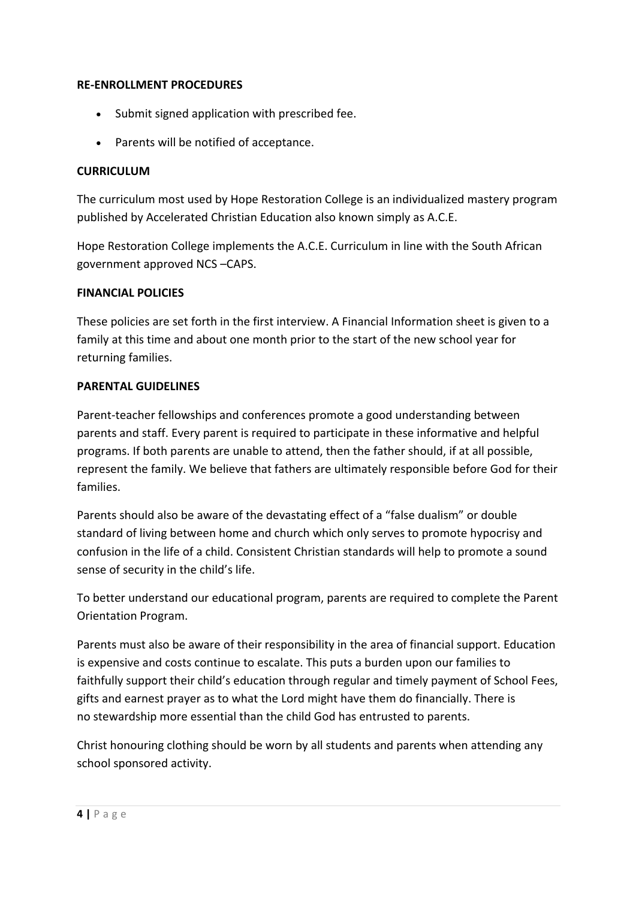**RE-ENROLLMENT PROCEDURES**

- Submit signed application with prescribed fee.
- Parents will be notified of acceptance.

**CURRICULUM**

The curriculum most used by Hope Restoration College is an individualized mastery program published by Accelerated Christian Education also known simply as A.C.E.

Hope Restoration College implements the A.C.E. Curriculum in line with the South African government approved NCS –CAPS.

**FINANCIAL POLICIES**

These policies are set forth in the first interview. A Financial Information sheet is given to a family at this time and about one month prior to the start of the new school year for returning families.

**PARENTAL GUIDELINES**

Parent-teacher fellowships and conferences promote a good understanding between parents and staff. Every parent is required to participate in these informative and helpful programs. If both parents are unable to attend, then the father should, if at all possible, represent the family. We believe that fathers are ultimately responsible before God for their families.

Parents should also be aware of the devastating effect of a "false dualism" or double standard of living between home and church which only serves to promote hypocrisy and confusion in the life of a child. Consistent Christian standards will help to promote a sound sense of security in the child's life.

To better understand our educational program, parents are required to complete the Parent Orientation Program.

Parents must also be aware of their responsibility in the area of financial support. Education is expensive and costs continue to escalate. This puts a burden upon our families to faithfully support their child's education through regular and timely payment of School Fees, gifts and earnest prayer as to what the Lord might have them do financially. There is no stewardship more essential than the child God has entrusted to parents.

Christ honouring clothing should be worn by all students and parents when attending any school sponsored activity.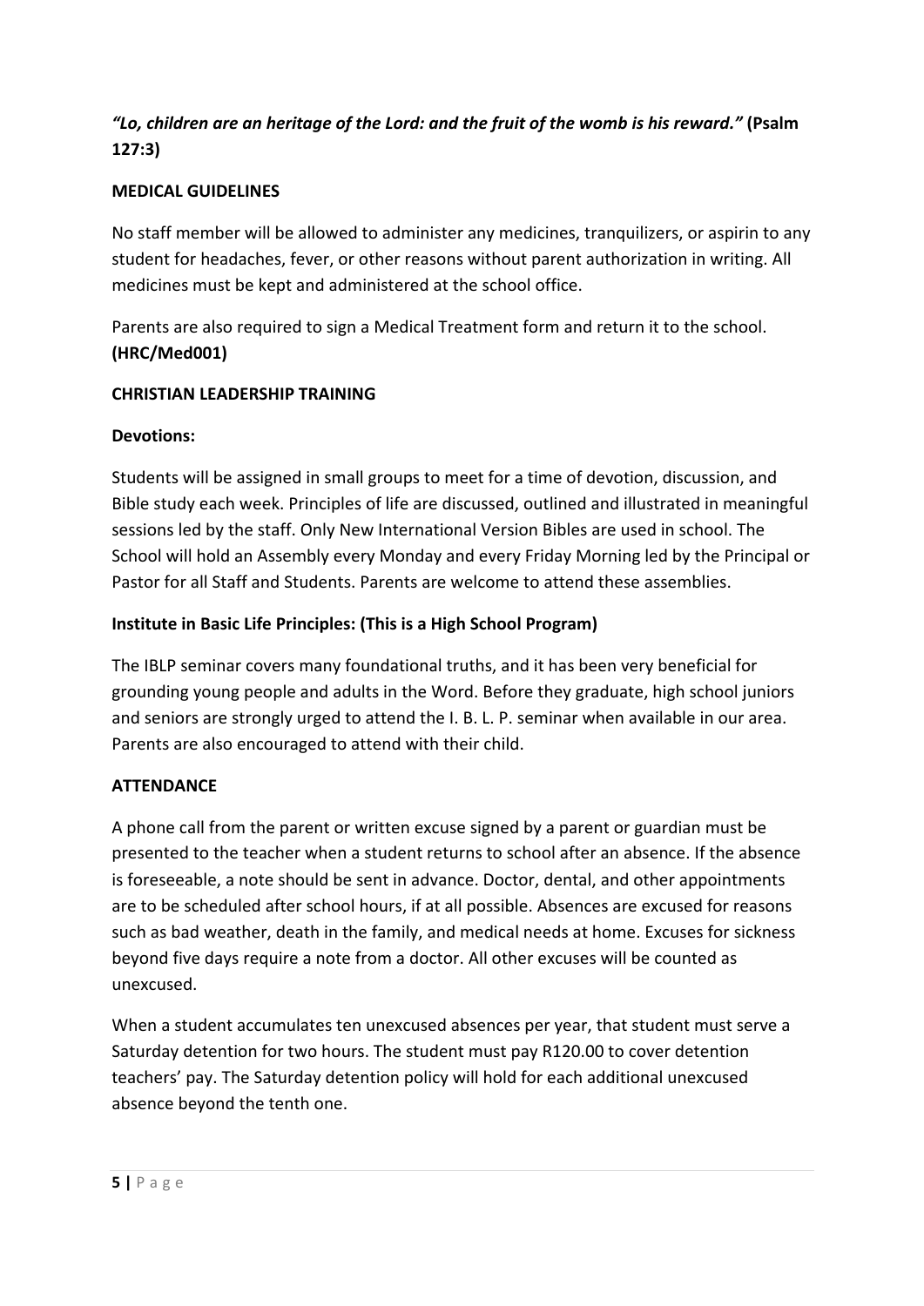***"Lo, children are an heritage of the Lord: and the fruit of the womb is his reward."*** **(Psalm 127:3)**

**MEDICAL GUIDELINES**

No staff member will be allowed to administer any medicines, tranquilizers, or aspirin to any student for headaches, fever, or other reasons without parent authorization in writing. All medicines must be kept and administered at the school office.

Parents are also required to sign a Medical Treatment form and return it to the school. **(HRC/Med001)**

**CHRISTIAN LEADERSHIP TRAINING**

**Devotions:**

Students will be assigned in small groups to meet for a time of devotion, discussion, and Bible study each week. Principles of life are discussed, outlined and illustrated in meaningful sessions led by the staff. Only New International Version Bibles are used in school. The School will hold an Assembly every Monday and every Friday Morning led by the Principal or Pastor for all Staff and Students. Parents are welcome to attend these assemblies.

**Institute in Basic Life Principles: (This is a High School Program)**

The IBLP seminar covers many foundational truths, and it has been very beneficial for grounding young people and adults in the Word. Before they graduate, high school juniors and seniors are strongly urged to attend the I. B. L. P. seminar when available in our area. Parents are also encouraged to attend with their child.

**ATTENDANCE**

A phone call from the parent or written excuse signed by a parent or guardian must be presented to the teacher when a student returns to school after an absence. If the absence is foreseeable, a note should be sent in advance. Doctor, dental, and other appointments are to be scheduled after school hours, if at all possible. Absences are excused for reasons such as bad weather, death in the family, and medical needs at home. Excuses for sickness beyond five days require a note from a doctor. All other excuses will be counted as unexcused.

When a student accumulates ten unexcused absences per year, that student must serve a Saturday detention for two hours. The student must pay R120.00 to cover detention teachers' pay. The Saturday detention policy will hold for each additional unexcused absence beyond the tenth one.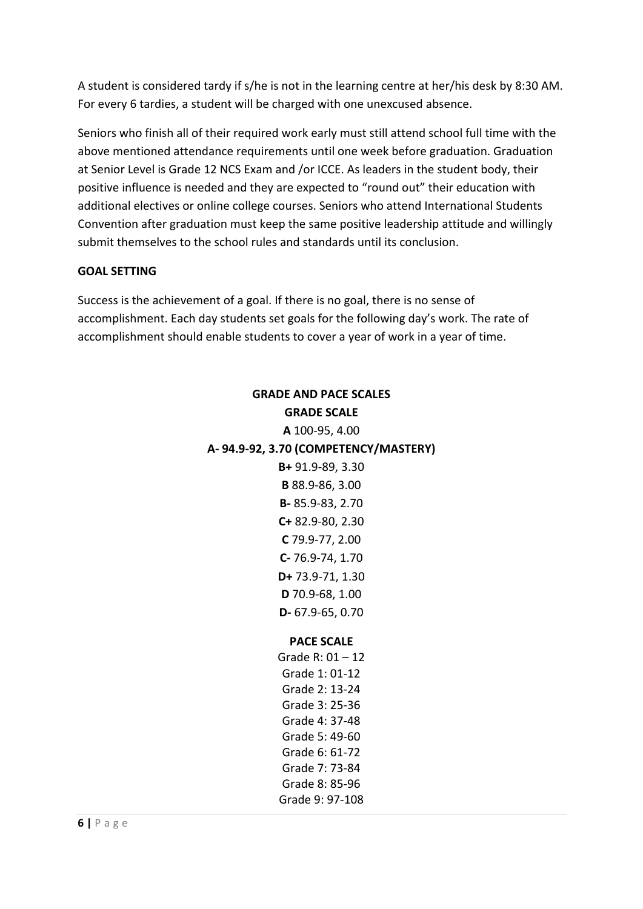A student is considered tardy if s/he is not in the learning centre at her/his desk by 8:30 AM. For every 6 tardies, a student will be charged with one unexcused absence.

Seniors who finish all of their required work early must still attend school full time with the above mentioned attendance requirements until one week before graduation. Graduation at Senior Level is Grade 12 NCS Exam and /or ICCE. As leaders in the student body, their positive influence is needed and they are expected to "round out" their education with additional electives or online college courses. Seniors who attend International Students Convention after graduation must keep the same positive leadership attitude and willingly submit themselves to the school rules and standards until its conclusion.

**GOAL SETTING**

Success is the achievement of a goal. If there is no goal, there is no sense of accomplishment. Each day students set goals for the following day's work. The rate of accomplishment should enable students to cover a year of work in a year of time.

**GRADE AND PACE SCALES**

**GRADE SCALE**

**A** 100-95, 4.00
**A- 94.9-92, 3.70 (COMPETENCY/MASTERY)**
**B+** 91.9-89, 3.30
**B** 88.9-86, 3.00
**B-** 85.9-83, 2.70
**C+** 82.9-80, 2.30
**C** 79.9-77, 2.00
**C-** 76.9-74, 1.70
**D+** 73.9-71, 1.30
**D** 70.9-68, 1.00
**D-** 67.9-65, 0.70

**PACE SCALE**

Grade R: 01 – 12
Grade 1: 01-12
Grade 2: 13-24
Grade 3: 25-36
Grade 4: 37-48
Grade 5: 49-60
Grade 6: 61-72
Grade 7: 73-84
Grade 8: 85-96
Grade 9: 97-108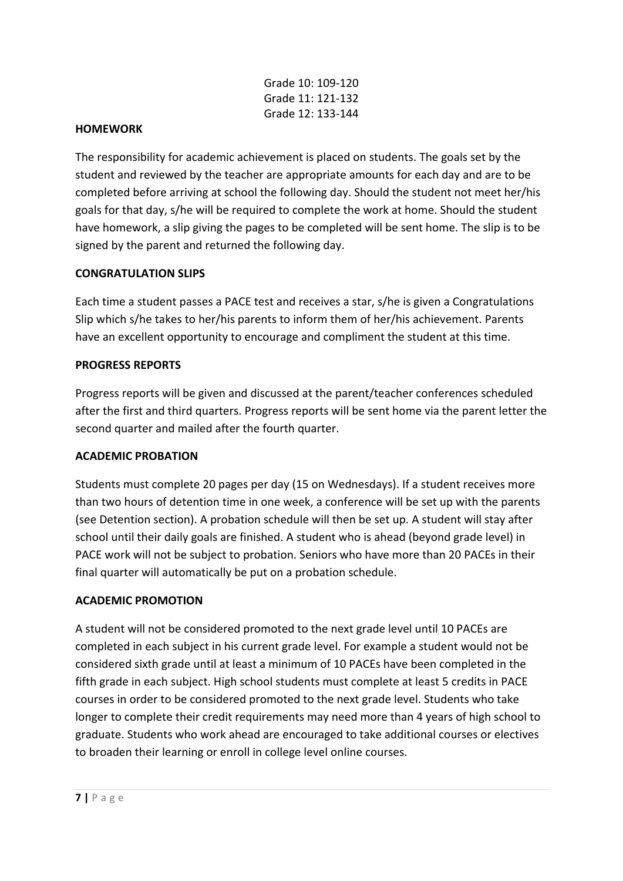Grade 10: 109-120
Grade 11: 121-132
Grade 12: 133-144

**HOMEWORK**

The responsibility for academic achievement is placed on students. The goals set by the student and reviewed by the teacher are appropriate amounts for each day and are to be completed before arriving at school the following day. Should the student not meet her/his goals for that day, s/he will be required to complete the work at home. Should the student have homework, a slip giving the pages to be completed will be sent home. The slip is to be signed by the parent and returned the following day.

**CONGRATULATION SLIPS**

Each time a student passes a PACE test and receives a star, s/he is given a Congratulations Slip which s/he takes to her/his parents to inform them of her/his achievement. Parents have an excellent opportunity to encourage and compliment the student at this time.

**PROGRESS REPORTS**

Progress reports will be given and discussed at the parent/teacher conferences scheduled after the first and third quarters. Progress reports will be sent home via the parent letter the second quarter and mailed after the fourth quarter.

**ACADEMIC PROBATION**

Students must complete 20 pages per day (15 on Wednesdays). If a student receives more than two hours of detention time in one week, a conference will be set up with the parents (see Detention section). A probation schedule will then be set up. A student will stay after school until their daily goals are finished. A student who is ahead (beyond grade level) in PACE work will not be subject to probation. Seniors who have more than 20 PACEs in their final quarter will automatically be put on a probation schedule.

**ACADEMIC PROMOTION**

A student will not be considered promoted to the next grade level until 10 PACEs are completed in each subject in his current grade level. For example a student would not be considered sixth grade until at least a minimum of 10 PACEs have been completed in the fifth grade in each subject. High school students must complete at least 5 credits in PACE courses in order to be considered promoted to the next grade level. Students who take longer to complete their credit requirements may need more than 4 years of high school to graduate. Students who work ahead are encouraged to take additional courses or electives to broaden their learning or enroll in college level online courses.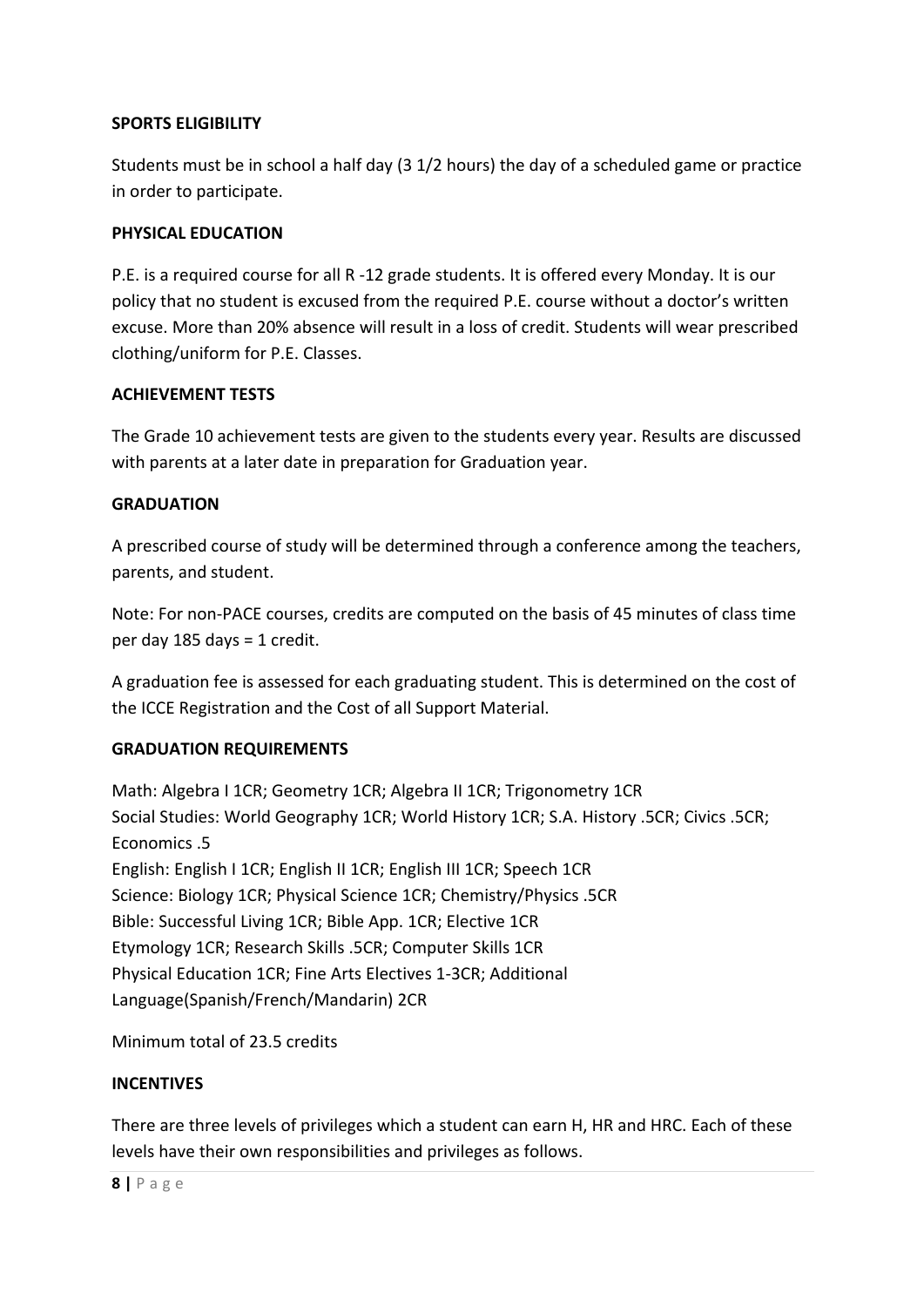**SPORTS ELIGIBILITY**

Students must be in school a half day (3 1/2 hours) the day of a scheduled game or practice in order to participate.

**PHYSICAL EDUCATION**

P.E. is a required course for all R -12 grade students. It is offered every Monday. It is our policy that no student is excused from the required P.E. course without a doctor's written excuse. More than 20% absence will result in a loss of credit. Students will wear prescribed clothing/uniform for P.E. Classes.

**ACHIEVEMENT TESTS**

The Grade 10 achievement tests are given to the students every year. Results are discussed with parents at a later date in preparation for Graduation year.

**GRADUATION**

A prescribed course of study will be determined through a conference among the teachers, parents, and student.

Note: For non-PACE courses, credits are computed on the basis of 45 minutes of class time per day 185 days = 1 credit.

A graduation fee is assessed for each graduating student. This is determined on the cost of the ICCE Registration and the Cost of all Support Material.

**GRADUATION REQUIREMENTS**

Math: Algebra I 1CR; Geometry 1CR; Algebra II 1CR; Trigonometry 1CR
Social Studies: World Geography 1CR; World History 1CR; S.A. History .5CR; Civics .5CR; Economics .5
English: English I 1CR; English II 1CR; English III 1CR; Speech 1CR
Science: Biology 1CR; Physical Science 1CR; Chemistry/Physics .5CR
Bible: Successful Living 1CR; Bible App. 1CR; Elective 1CR
Etymology 1CR; Research Skills .5CR; Computer Skills 1CR
Physical Education 1CR; Fine Arts Electives 1-3CR; Additional Language(Spanish/French/Mandarin) 2CR

Minimum total of 23.5 credits

**INCENTIVES**

There are three levels of privileges which a student can earn H, HR and HRC. Each of these levels have their own responsibilities and privileges as follows.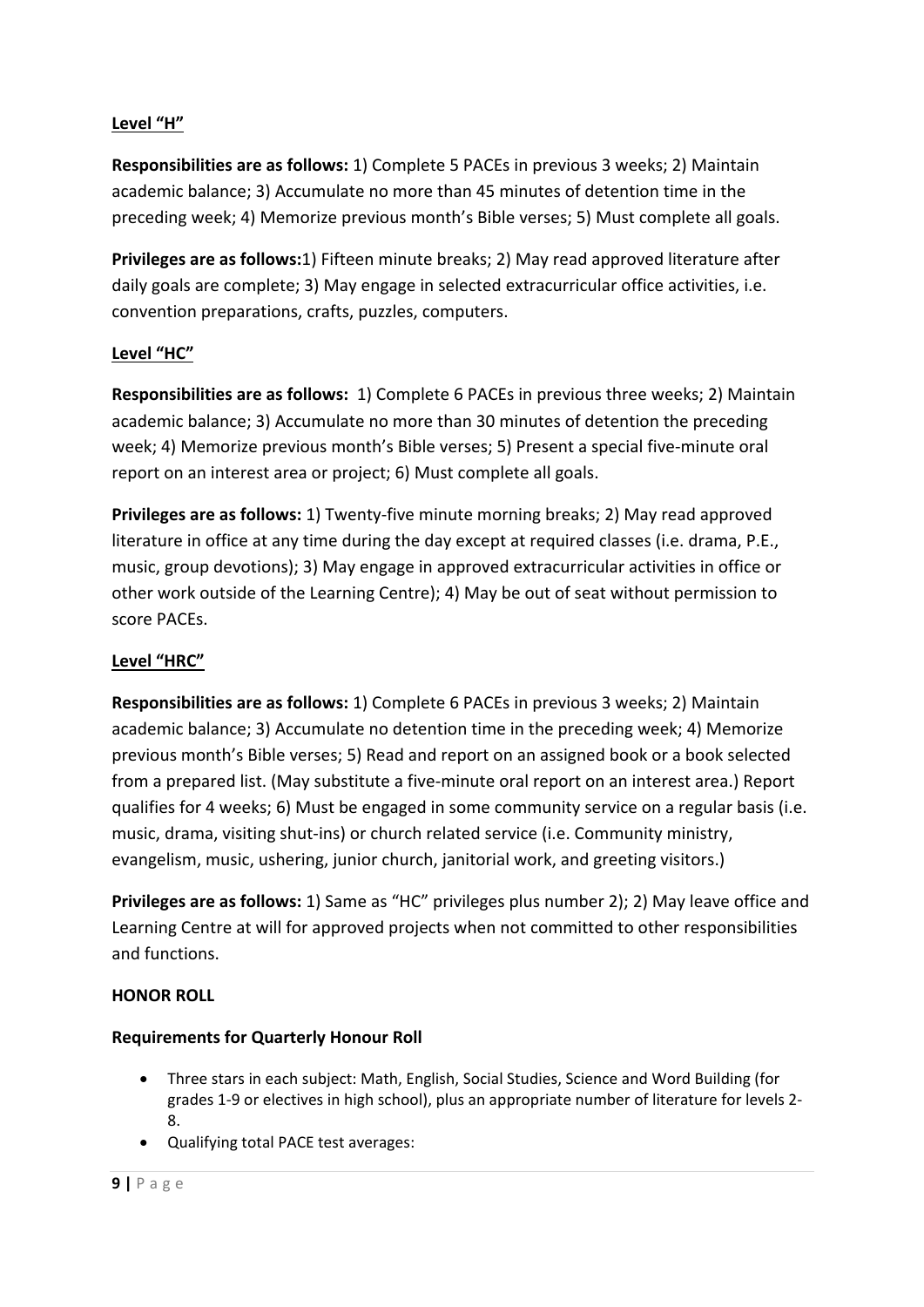**Level "H"**

**Responsibilities are as follows:** 1) Complete 5 PACEs in previous 3 weeks; 2) Maintain academic balance; 3) Accumulate no more than 45 minutes of detention time in the preceding week; 4) Memorize previous month's Bible verses; 5) Must complete all goals.

**Privileges are as follows:**1) Fifteen minute breaks; 2) May read approved literature after daily goals are complete; 3) May engage in selected extracurricular office activities, i.e. convention preparations, crafts, puzzles, computers.

**Level "HC"**

**Responsibilities are as follows:** 1) Complete 6 PACEs in previous three weeks; 2) Maintain academic balance; 3) Accumulate no more than 30 minutes of detention the preceding week; 4) Memorize previous month's Bible verses; 5) Present a special five-minute oral report on an interest area or project; 6) Must complete all goals.

**Privileges are as follows:** 1) Twenty-five minute morning breaks; 2) May read approved literature in office at any time during the day except at required classes (i.e. drama, P.E., music, group devotions); 3) May engage in approved extracurricular activities in office or other work outside of the Learning Centre); 4) May be out of seat without permission to score PACEs.

**Level "HRC"**

**Responsibilities are as follows:** 1) Complete 6 PACEs in previous 3 weeks; 2) Maintain academic balance; 3) Accumulate no detention time in the preceding week; 4) Memorize previous month's Bible verses; 5) Read and report on an assigned book or a book selected from a prepared list. (May substitute a five-minute oral report on an interest area.) Report qualifies for 4 weeks; 6) Must be engaged in some community service on a regular basis (i.e. music, drama, visiting shut-ins) or church related service (i.e. Community ministry, evangelism, music, ushering, junior church, janitorial work, and greeting visitors.)

**Privileges are as follows:** 1) Same as "HC" privileges plus number 2); 2) May leave office and Learning Centre at will for approved projects when not committed to other responsibilities and functions.

**HONOR ROLL**

**Requirements for Quarterly Honour Roll**

- Three stars in each subject: Math, English, Social Studies, Science and Word Building (for grades 1-9 or electives in high school), plus an appropriate number of literature for levels 2-8.
- Qualifying total PACE test averages: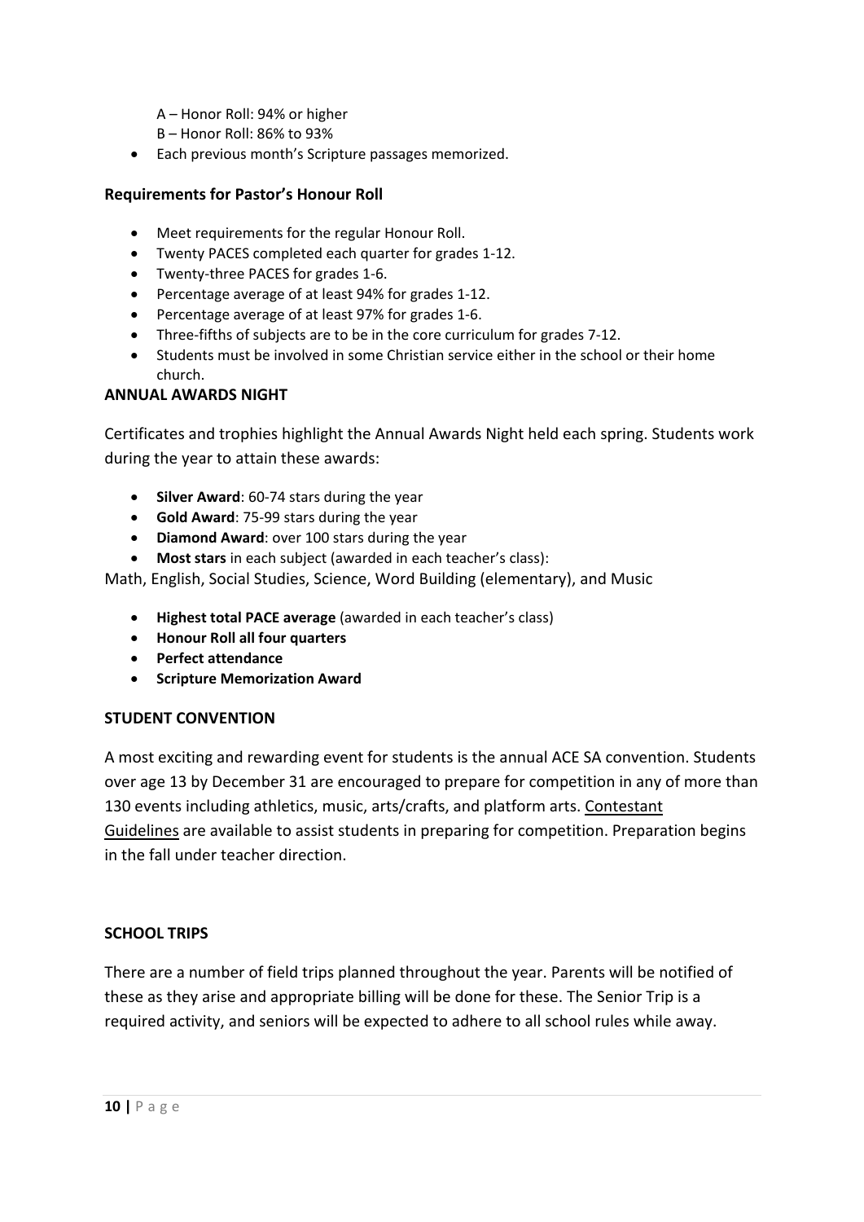A – Honor Roll: 94% or higher
B – Honor Roll: 86% to 93%

- Each previous month's Scripture passages memorized.

**Requirements for Pastor's Honour Roll**

- Meet requirements for the regular Honour Roll.
- Twenty PACES completed each quarter for grades 1-12.
- Twenty-three PACES for grades 1-6.
- Percentage average of at least 94% for grades 1-12.
- Percentage average of at least 97% for grades 1-6.
- Three-fifths of subjects are to be in the core curriculum for grades 7-12.
- Students must be involved in some Christian service either in the school or their home church.

**ANNUAL AWARDS NIGHT**

Certificates and trophies highlight the Annual Awards Night held each spring. Students work during the year to attain these awards:

- **Silver Award**: 60-74 stars during the year
- **Gold Award**: 75-99 stars during the year
- **Diamond Award**: over 100 stars during the year
- **Most stars** in each subject (awarded in each teacher's class):

Math, English, Social Studies, Science, Word Building (elementary), and Music

- **Highest total PACE average** (awarded in each teacher's class)
- **Honour Roll all four quarters**
- **Perfect attendance**
- **Scripture Memorization Award**

**STUDENT CONVENTION**

A most exciting and rewarding event for students is the annual ACE SA convention. Students over age 13 by December 31 are encouraged to prepare for competition in any of more than 130 events including athletics, music, arts/crafts, and platform arts. Contestant Guidelines are available to assist students in preparing for competition. Preparation begins in the fall under teacher direction.

**SCHOOL TRIPS**

There are a number of field trips planned throughout the year. Parents will be notified of these as they arise and appropriate billing will be done for these. The Senior Trip is a required activity, and seniors will be expected to adhere to all school rules while away.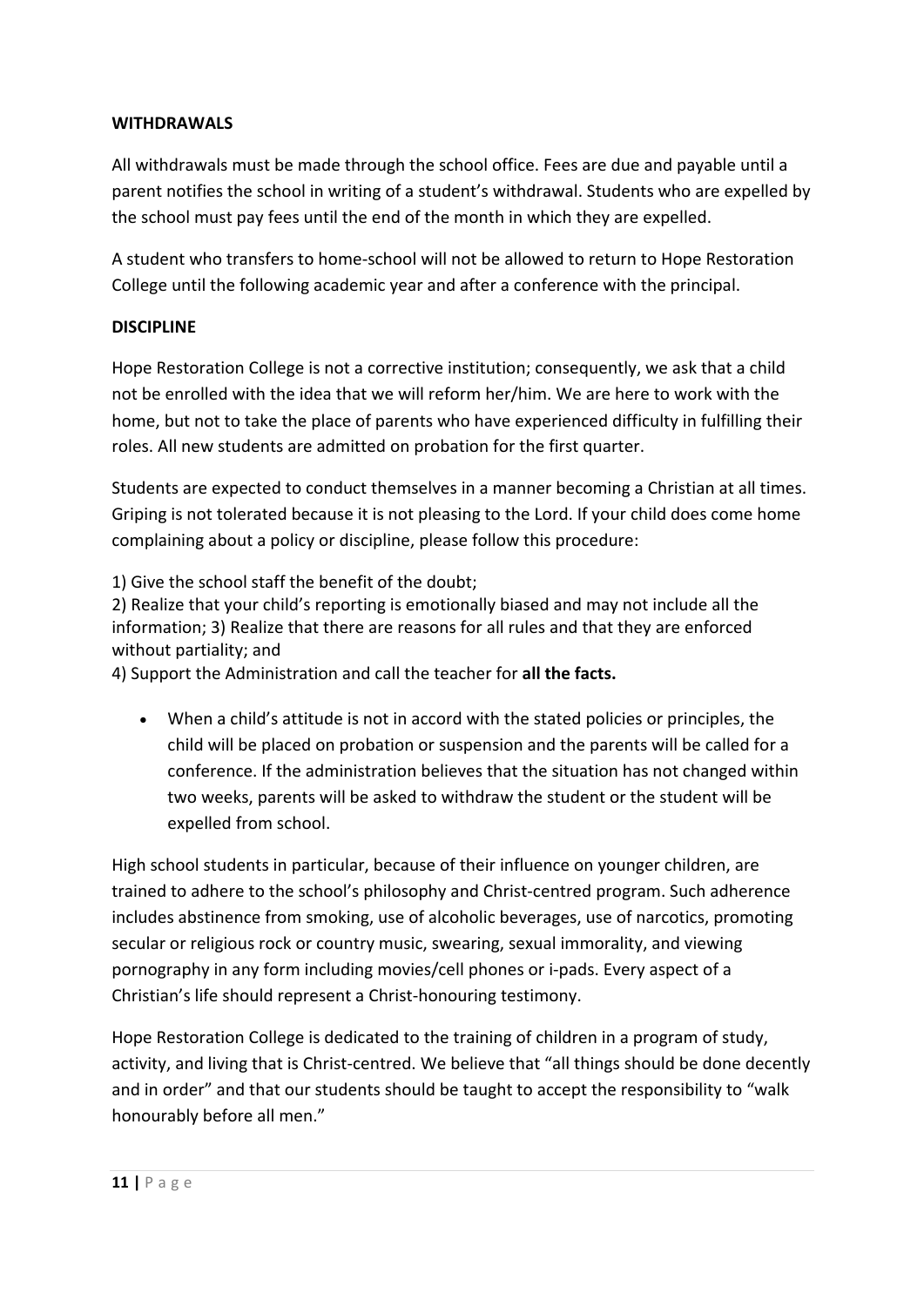**WITHDRAWALS**

All withdrawals must be made through the school office. Fees are due and payable until a parent notifies the school in writing of a student's withdrawal. Students who are expelled by the school must pay fees until the end of the month in which they are expelled.

A student who transfers to home-school will not be allowed to return to Hope Restoration College until the following academic year and after a conference with the principal.

**DISCIPLINE**

Hope Restoration College is not a corrective institution; consequently, we ask that a child not be enrolled with the idea that we will reform her/him. We are here to work with the home, but not to take the place of parents who have experienced difficulty in fulfilling their roles. All new students are admitted on probation for the first quarter.

Students are expected to conduct themselves in a manner becoming a Christian at all times. Griping is not tolerated because it is not pleasing to the Lord. If your child does come home complaining about a policy or discipline, please follow this procedure:

1) Give the school staff the benefit of the doubt;
2) Realize that your child's reporting is emotionally biased and may not include all the information; 3) Realize that there are reasons for all rules and that they are enforced without partiality; and
4) Support the Administration and call the teacher for **all the facts.**

- When a child's attitude is not in accord with the stated policies or principles, the child will be placed on probation or suspension and the parents will be called for a conference. If the administration believes that the situation has not changed within two weeks, parents will be asked to withdraw the student or the student will be expelled from school.

High school students in particular, because of their influence on younger children, are trained to adhere to the school's philosophy and Christ-centred program. Such adherence includes abstinence from smoking, use of alcoholic beverages, use of narcotics, promoting secular or religious rock or country music, swearing, sexual immorality, and viewing pornography in any form including movies/cell phones or i-pads. Every aspect of a Christian's life should represent a Christ-honouring testimony.

Hope Restoration College is dedicated to the training of children in a program of study, activity, and living that is Christ-centred. We believe that "all things should be done decently and in order" and that our students should be taught to accept the responsibility to "walk honourably before all men."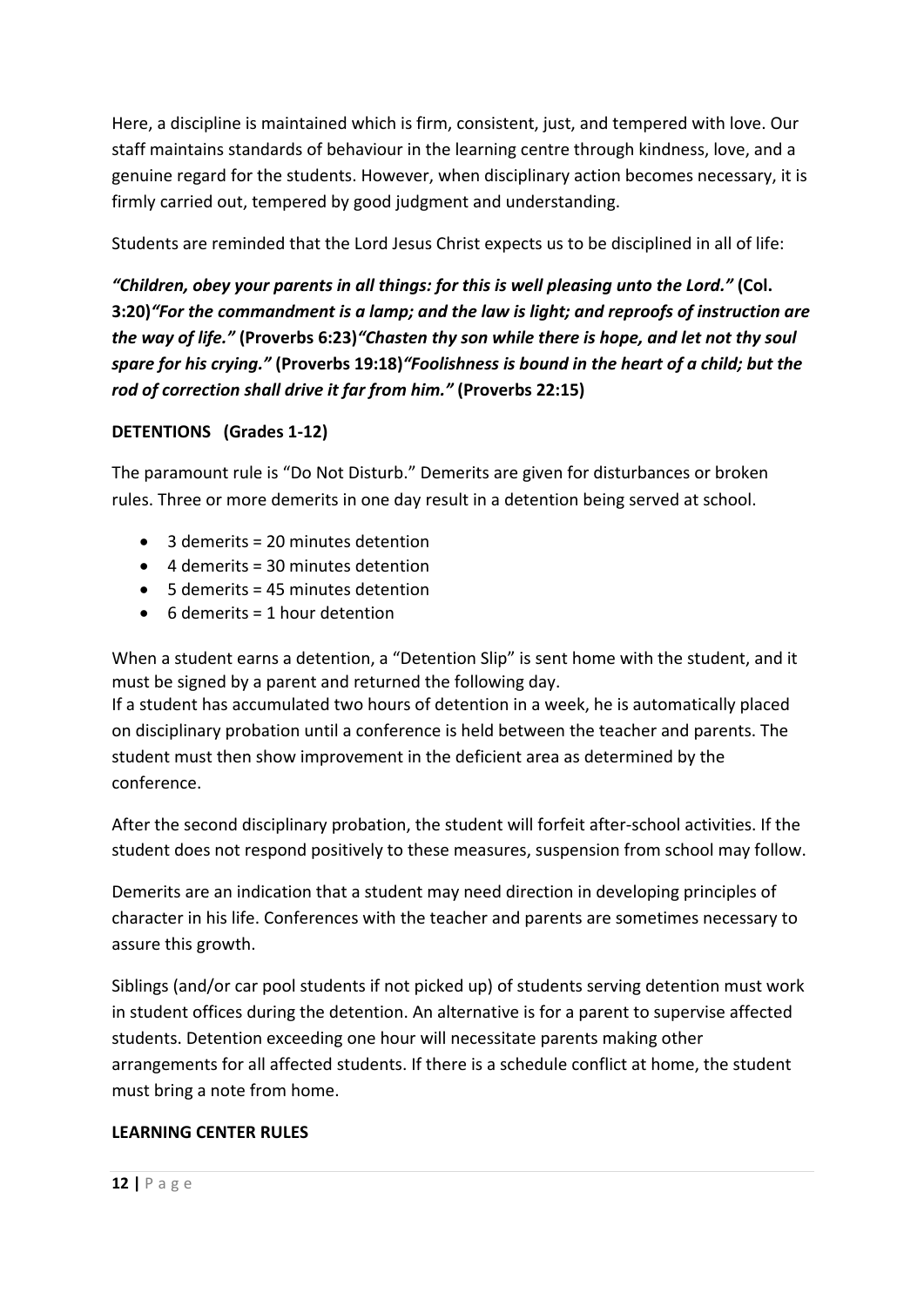Here, a discipline is maintained which is firm, consistent, just, and tempered with love. Our staff maintains standards of behaviour in the learning centre through kindness, love, and a genuine regard for the students. However, when disciplinary action becomes necessary, it is firmly carried out, tempered by good judgment and understanding.

Students are reminded that the Lord Jesus Christ expects us to be disciplined in all of life:

***"Children, obey your parents in all things: for this is well pleasing unto the Lord."*** **(Col. 3:20)** ***"For the commandment is a lamp; and the law is light; and reproofs of instruction are the way of life."*** **(Proverbs 6:23)** ***"Chasten thy son while there is hope, and let not thy soul spare for his crying."*** **(Proverbs 19:18)** ***"Foolishness is bound in the heart of a child; but the rod of correction shall drive it far from him."*** **(Proverbs 22:15)**

**DETENTIONS (Grades 1-12)**

The paramount rule is "Do Not Disturb." Demerits are given for disturbances or broken rules. Three or more demerits in one day result in a detention being served at school.

- 3 demerits = 20 minutes detention
- 4 demerits = 30 minutes detention
- 5 demerits = 45 minutes detention
- 6 demerits = 1 hour detention

When a student earns a detention, a "Detention Slip" is sent home with the student, and it must be signed by a parent and returned the following day.
If a student has accumulated two hours of detention in a week, he is automatically placed on disciplinary probation until a conference is held between the teacher and parents. The student must then show improvement in the deficient area as determined by the conference.

After the second disciplinary probation, the student will forfeit after-school activities. If the student does not respond positively to these measures, suspension from school may follow.

Demerits are an indication that a student may need direction in developing principles of character in his life. Conferences with the teacher and parents are sometimes necessary to assure this growth.

Siblings (and/or car pool students if not picked up) of students serving detention must work in student offices during the detention. An alternative is for a parent to supervise affected students. Detention exceeding one hour will necessitate parents making other arrangements for all affected students. If there is a schedule conflict at home, the student must bring a note from home.

**LEARNING CENTER RULES**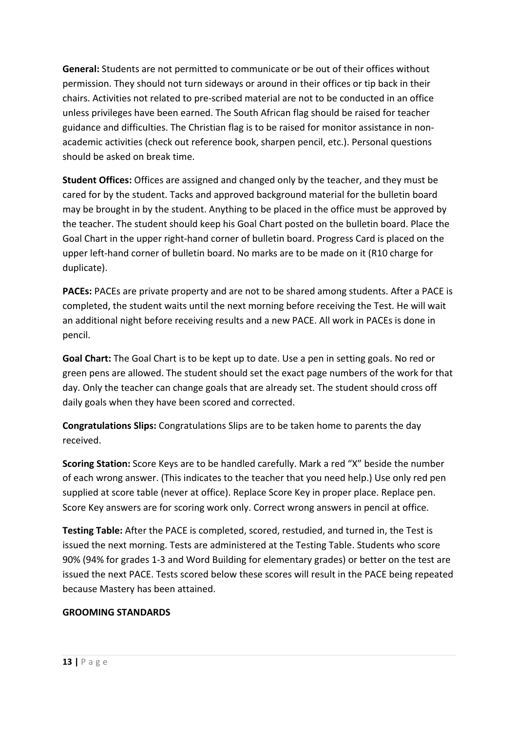**General:** Students are not permitted to communicate or be out of their offices without permission. They should not turn sideways or around in their offices or tip back in their chairs. Activities not related to pre-scribed material are not to be conducted in an office unless privileges have been earned. The South African flag should be raised for teacher guidance and difficulties. The Christian flag is to be raised for monitor assistance in non-academic activities (check out reference book, sharpen pencil, etc.). Personal questions should be asked on break time.

**Student Offices:** Offices are assigned and changed only by the teacher, and they must be cared for by the student. Tacks and approved background material for the bulletin board may be brought in by the student. Anything to be placed in the office must be approved by the teacher. The student should keep his Goal Chart posted on the bulletin board. Place the Goal Chart in the upper right-hand corner of bulletin board. Progress Card is placed on the upper left-hand corner of bulletin board. No marks are to be made on it (R10 charge for duplicate).

**PACEs:** PACEs are private property and are not to be shared among students. After a PACE is completed, the student waits until the next morning before receiving the Test. He will wait an additional night before receiving results and a new PACE. All work in PACEs is done in pencil.

**Goal Chart:** The Goal Chart is to be kept up to date. Use a pen in setting goals. No red or green pens are allowed. The student should set the exact page numbers of the work for that day. Only the teacher can change goals that are already set. The student should cross off daily goals when they have been scored and corrected.

**Congratulations Slips:** Congratulations Slips are to be taken home to parents the day received.

**Scoring Station:** Score Keys are to be handled carefully. Mark a red "X" beside the number of each wrong answer. (This indicates to the teacher that you need help.) Use only red pen supplied at score table (never at office). Replace Score Key in proper place. Replace pen. Score Key answers are for scoring work only. Correct wrong answers in pencil at office.

**Testing Table:** After the PACE is completed, scored, restudied, and turned in, the Test is issued the next morning. Tests are administered at the Testing Table. Students who score 90% (94% for grades 1-3 and Word Building for elementary grades) or better on the test are issued the next PACE. Tests scored below these scores will result in the PACE being repeated because Mastery has been attained.

**GROOMING STANDARDS**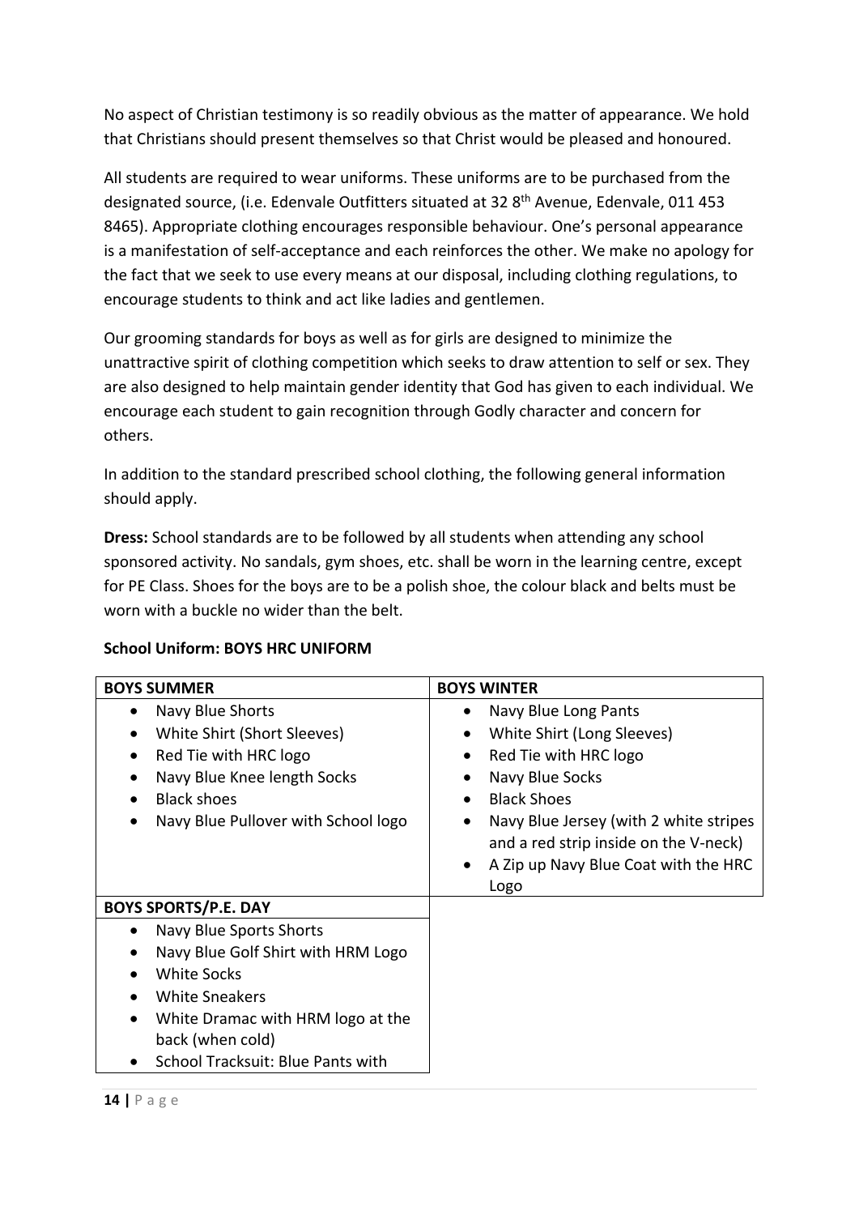No aspect of Christian testimony is so readily obvious as the matter of appearance. We hold that Christians should present themselves so that Christ would be pleased and honoured.

All students are required to wear uniforms. These uniforms are to be purchased from the designated source, (i.e. Edenvale Outfitters situated at 32 8th Avenue, Edenvale, 011 453 8465). Appropriate clothing encourages responsible behaviour. One's personal appearance is a manifestation of self-acceptance and each reinforces the other. We make no apology for the fact that we seek to use every means at our disposal, including clothing regulations, to encourage students to think and act like ladies and gentlemen.

Our grooming standards for boys as well as for girls are designed to minimize the unattractive spirit of clothing competition which seeks to draw attention to self or sex. They are also designed to help maintain gender identity that God has given to each individual. We encourage each student to gain recognition through Godly character and concern for others.

In addition to the standard prescribed school clothing, the following general information should apply.

**Dress:** School standards are to be followed by all students when attending any school sponsored activity. No sandals, gym shoes, etc. shall be worn in the learning centre, except for PE Class. Shoes for the boys are to be a polish shoe, the colour black and belts must be worn with a buckle no wider than the belt.

**School Uniform: BOYS HRC UNIFORM**

| BOYS SUMMER | BOYS WINTER |
|---|---|
| • Navy Blue Shorts<br>• White Shirt (Short Sleeves)<br>• Red Tie with HRC logo<br>• Navy Blue Knee length Socks<br>• Black shoes<br>• Navy Blue Pullover with School logo | • Navy Blue Long Pants<br>• White Shirt (Long Sleeves)<br>• Red Tie with HRC logo<br>• Navy Blue Socks<br>• Black Shoes<br>• Navy Blue Jersey (with 2 white stripes and a red strip inside on the V-neck)<br>• A Zip up Navy Blue Coat with the HRC Logo |
| **BOYS SPORTS/P.E. DAY** | |
| • Navy Blue Sports Shorts<br>• Navy Blue Golf Shirt with HRM Logo<br>• White Socks<br>• White Sneakers<br>• White Dramac with HRM logo at the back (when cold)<br>• School Tracksuit: Blue Pants with | |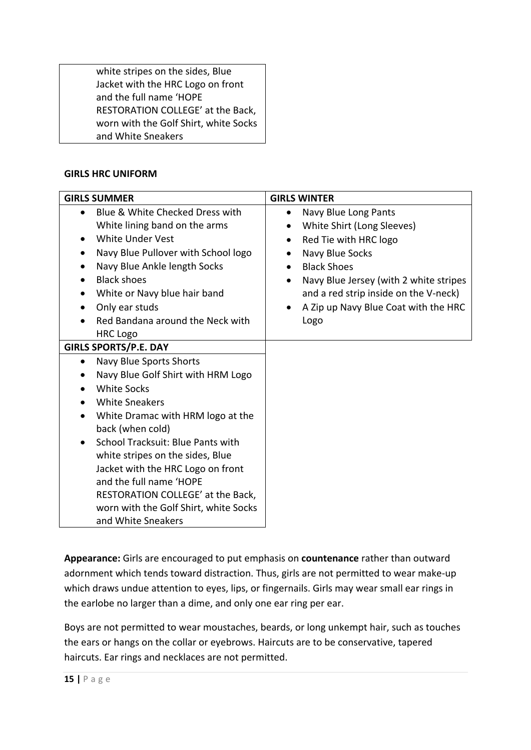| |
|---|
| white stripes on the sides, Blue Jacket with the HRC Logo on front and the full name 'HOPE RESTORATION COLLEGE' at the Back, worn with the Golf Shirt, white Socks and White Sneakers |

**GIRLS HRC UNIFORM**

| GIRLS SUMMER | GIRLS WINTER |
|---|---|
| • Blue & White Checked Dress with White lining band on the arms<br>• White Under Vest<br>• Navy Blue Pullover with School logo<br>• Navy Blue Ankle length Socks<br>• Black shoes<br>• White or Navy blue hair band<br>• Only ear studs<br>• Red Bandana around the Neck with HRC Logo | • Navy Blue Long Pants<br>• White Shirt (Long Sleeves)<br>• Red Tie with HRC logo<br>• Navy Blue Socks<br>• Black Shoes<br>• Navy Blue Jersey (with 2 white stripes and a red strip inside on the V-neck)<br>• A Zip up Navy Blue Coat with the HRC Logo |
| **GIRLS SPORTS/P.E. DAY** | |
| • Navy Blue Sports Shorts<br>• Navy Blue Golf Shirt with HRM Logo<br>• White Socks<br>• White Sneakers<br>• White Dramac with HRM logo at the back (when cold)<br>• School Tracksuit: Blue Pants with white stripes on the sides, Blue Jacket with the HRC Logo on front and the full name 'HOPE RESTORATION COLLEGE' at the Back, worn with the Golf Shirt, white Socks and White Sneakers | |

**Appearance:** Girls are encouraged to put emphasis on **countenance** rather than outward adornment which tends toward distraction. Thus, girls are not permitted to wear make-up which draws undue attention to eyes, lips, or fingernails. Girls may wear small ear rings in the earlobe no larger than a dime, and only one ear ring per ear.

Boys are not permitted to wear moustaches, beards, or long unkempt hair, such as touches the ears or hangs on the collar or eyebrows. Haircuts are to be conservative, tapered haircuts. Ear rings and necklaces are not permitted.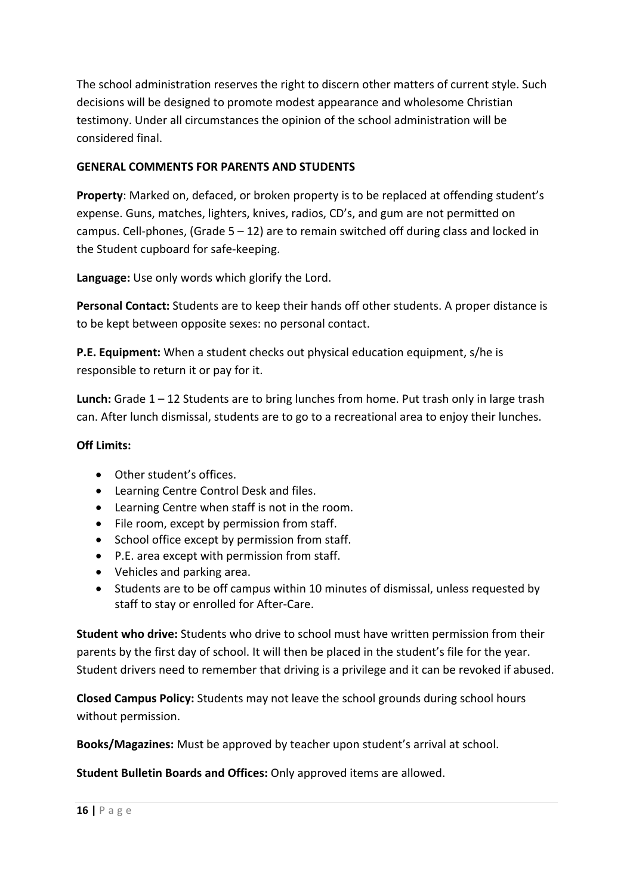The school administration reserves the right to discern other matters of current style. Such decisions will be designed to promote modest appearance and wholesome Christian testimony. Under all circumstances the opinion of the school administration will be considered final.

**GENERAL COMMENTS FOR PARENTS AND STUDENTS**

**Property**: Marked on, defaced, or broken property is to be replaced at offending student's expense. Guns, matches, lighters, knives, radios, CD's, and gum are not permitted on campus. Cell-phones, (Grade 5 – 12) are to remain switched off during class and locked in the Student cupboard for safe-keeping.

**Language:** Use only words which glorify the Lord.

**Personal Contact:** Students are to keep their hands off other students. A proper distance is to be kept between opposite sexes: no personal contact.

**P.E. Equipment:** When a student checks out physical education equipment, s/he is responsible to return it or pay for it.

**Lunch:** Grade 1 – 12 Students are to bring lunches from home. Put trash only in large trash can. After lunch dismissal, students are to go to a recreational area to enjoy their lunches.

**Off Limits:**

- Other student's offices.
- Learning Centre Control Desk and files.
- Learning Centre when staff is not in the room.
- File room, except by permission from staff.
- School office except by permission from staff.
- P.E. area except with permission from staff.
- Vehicles and parking area.
- Students are to be off campus within 10 minutes of dismissal, unless requested by staff to stay or enrolled for After-Care.

**Student who drive:** Students who drive to school must have written permission from their parents by the first day of school. It will then be placed in the student's file for the year. Student drivers need to remember that driving is a privilege and it can be revoked if abused.

**Closed Campus Policy:** Students may not leave the school grounds during school hours without permission.

**Books/Magazines:** Must be approved by teacher upon student's arrival at school.

**Student Bulletin Boards and Offices:** Only approved items are allowed.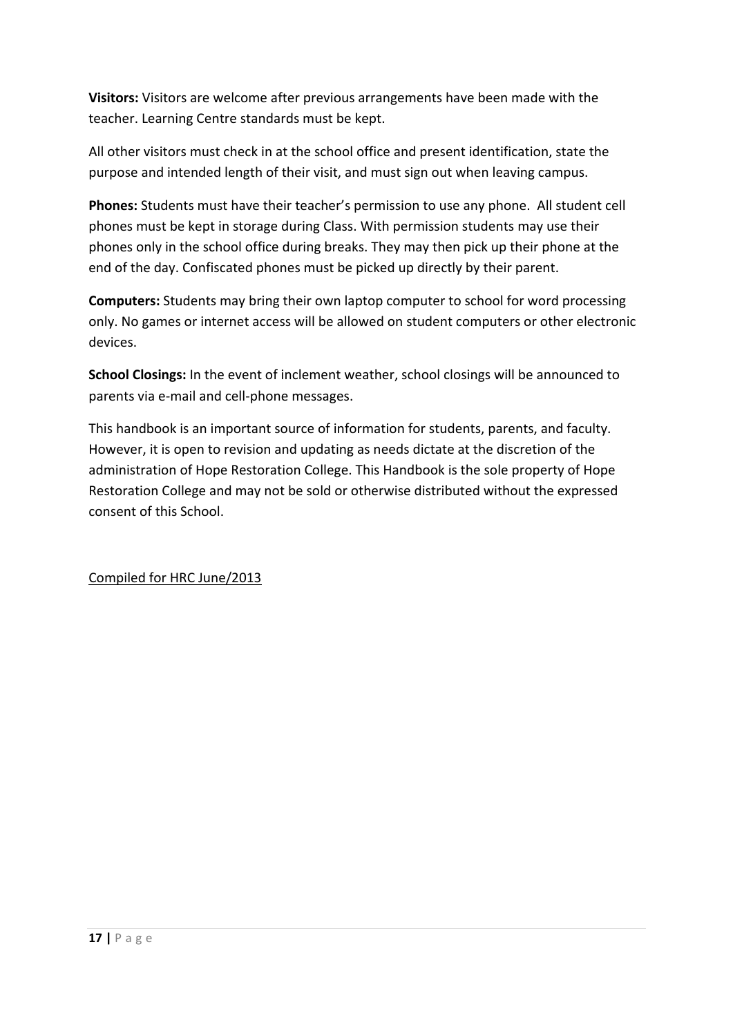**Visitors:** Visitors are welcome after previous arrangements have been made with the teacher. Learning Centre standards must be kept.

All other visitors must check in at the school office and present identification, state the purpose and intended length of their visit, and must sign out when leaving campus.

**Phones:** Students must have their teacher's permission to use any phone. All student cell phones must be kept in storage during Class. With permission students may use their phones only in the school office during breaks. They may then pick up their phone at the end of the day. Confiscated phones must be picked up directly by their parent.

**Computers:** Students may bring their own laptop computer to school for word processing only. No games or internet access will be allowed on student computers or other electronic devices.

**School Closings:** In the event of inclement weather, school closings will be announced to parents via e-mail and cell-phone messages.

This handbook is an important source of information for students, parents, and faculty. However, it is open to revision and updating as needs dictate at the discretion of the administration of Hope Restoration College. This Handbook is the sole property of Hope Restoration College and may not be sold or otherwise distributed without the expressed consent of this School.

Compiled for HRC June/2013